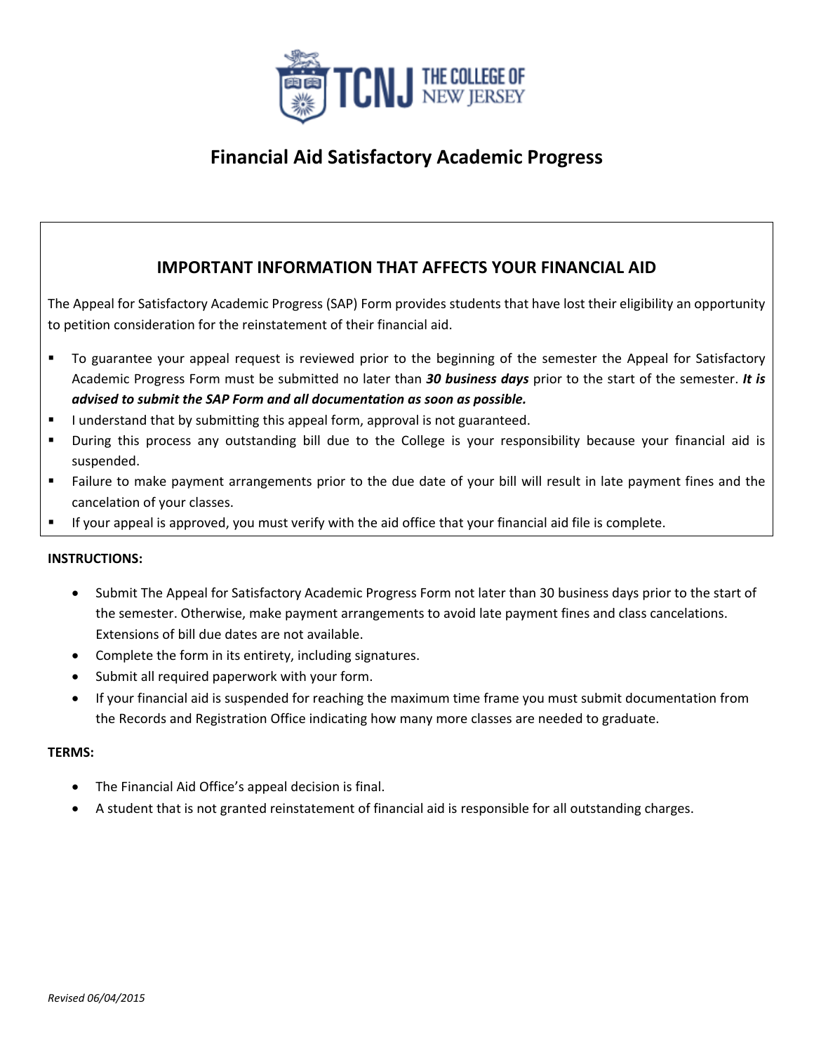# Financial Aid Satisfactory Academic Progress

## IMPORTANT INFORMATION THAT AFFECTS YOUR FINANCIAL AID

The Appeal for Satisfactory Academic Progress (SAP) Form provides students that have lost their eligibility an opportunity to petition consideration for the reinstatement of their financial aid.

- To guarantee your appeal request is reviewed prior to the beginning of the semester the Appeal for Satisfactory Academic Progress Form must be submitted no later than ***30 business days*** prior to the start of the semester. ***It is advised to submit the SAP Form and all documentation as soon as possible.***
- I understand that by submitting this appeal form, approval is not guaranteed.
- During this process any outstanding bill due to the College is your responsibility because your financial aid is suspended.
- Failure to make payment arrangements prior to the due date of your bill will result in late payment fines and the cancelation of your classes.
- If your appeal is approved, you must verify with the aid office that your financial aid file is complete.

**INSTRUCTIONS:**

- Submit The Appeal for Satisfactory Academic Progress Form not later than 30 business days prior to the start of the semester. Otherwise, make payment arrangements to avoid late payment fines and class cancelations. Extensions of bill due dates are not available.
- Complete the form in its entirety, including signatures.
- Submit all required paperwork with your form.
- If your financial aid is suspended for reaching the maximum time frame you must submit documentation from the Records and Registration Office indicating how many more classes are needed to graduate.

**TERMS:**

- The Financial Aid Office's appeal decision is final.
- A student that is not granted reinstatement of financial aid is responsible for all outstanding charges.

*Revised 06/04/2015*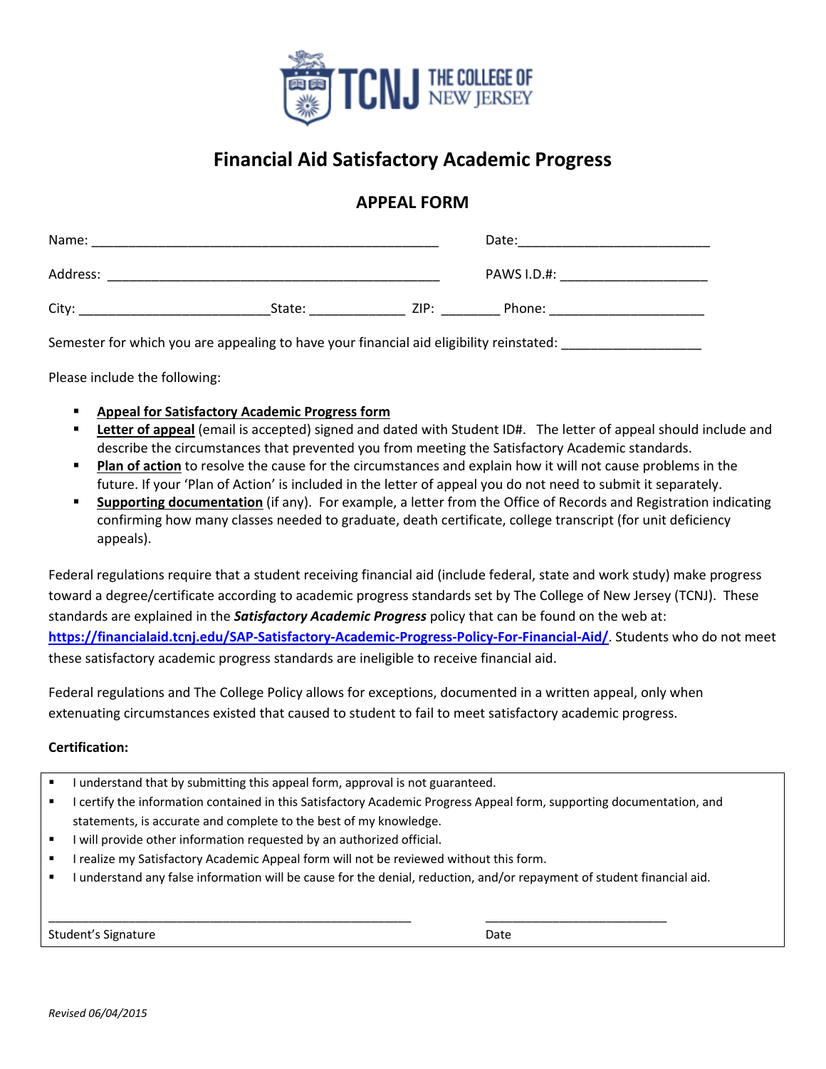# Financial Aid Satisfactory Academic Progress

## APPEAL FORM

Name: ______________________________________________ Date: _________________________

Address: ____________________________________________ PAWS I.D.#: ____________________

City: ________________________ State: ____________ ZIP: ________ Phone: ____________________

Semester for which you are appealing to have your financial aid eligibility reinstated: __________________

Please include the following:

- **Appeal for Satisfactory Academic Progress form**
- **Letter of appeal** (email is accepted) signed and dated with Student ID#. The letter of appeal should include and describe the circumstances that prevented you from meeting the Satisfactory Academic standards.
- **Plan of action** to resolve the cause for the circumstances and explain how it will not cause problems in the future. If your 'Plan of Action' is included in the letter of appeal you do not need to submit it separately.
- **Supporting documentation** (if any). For example, a letter from the Office of Records and Registration indicating confirming how many classes needed to graduate, death certificate, college transcript (for unit deficiency appeals).

Federal regulations require that a student receiving financial aid (include federal, state and work study) make progress toward a degree/certificate according to academic progress standards set by The College of New Jersey (TCNJ). These standards are explained in the ***Satisfactory Academic Progress*** policy that can be found on the web at: https://financialaid.tcnj.edu/SAP-Satisfactory-Academic-Progress-Policy-For-Financial-Aid/. Students who do not meet these satisfactory academic progress standards are ineligible to receive financial aid.

Federal regulations and The College Policy allows for exceptions, documented in a written appeal, only when extenuating circumstances existed that caused to student to fail to meet satisfactory academic progress.

**Certification:**

- I understand that by submitting this appeal form, approval is not guaranteed.
- I certify the information contained in this Satisfactory Academic Progress Appeal form, supporting documentation, and statements, is accurate and complete to the best of my knowledge.
- I will provide other information requested by an authorized official.
- I realize my Satisfactory Academic Appeal form will not be reviewed without this form.
- I understand any false information will be cause for the denial, reduction, and/or repayment of student financial aid.

_____________________________________________________ ___________________________

Student's Signature Date

*Revised 06/04/2015*